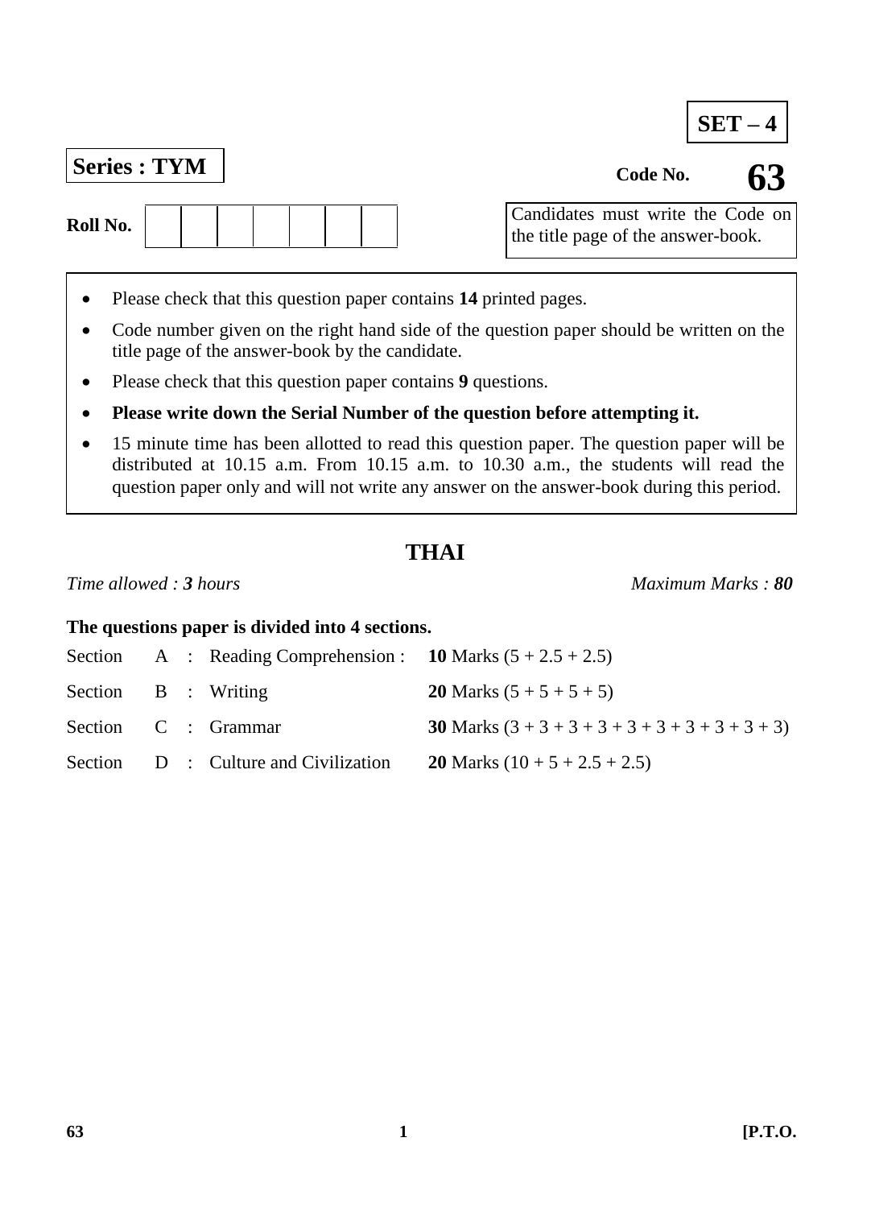**SET – 4**

**Series : TYM**

**Code No. 63**

**Roll No.** | | | | | | | |

Candidates must write the Code on the title page of the answer-book.

- Please check that this question paper contains **14** printed pages.
- Code number given on the right hand side of the question paper should be written on the title page of the answer-book by the candidate.
- Please check that this question paper contains **9** questions.
- **Please write down the Serial Number of the question before attempting it.**
- 15 minute time has been allotted to read this question paper. The question paper will be distributed at 10.15 a.m. From 10.15 a.m. to 10.30 a.m., the students will read the question paper only and will not write any answer on the answer-book during this period.

# THAI

*Time allowed : **3** hours* *Maximum Marks : **80***

**The questions paper is divided into 4 sections.**

| | | | | |
|---|---|---|---|---|
| Section | A | : | Reading Comprehension : | **10** Marks (5 + 2.5 + 2.5) |
| Section | B | : | Writing | **20** Marks (5 + 5 + 5 + 5) |
| Section | C | : | Grammar | **30** Marks (3 + 3 + 3 + 3 + 3 + 3 + 3 + 3 + 3 + 3) |
| Section | D | : | Culture and Civilization | **20** Marks (10 + 5 + 2.5 + 2.5) |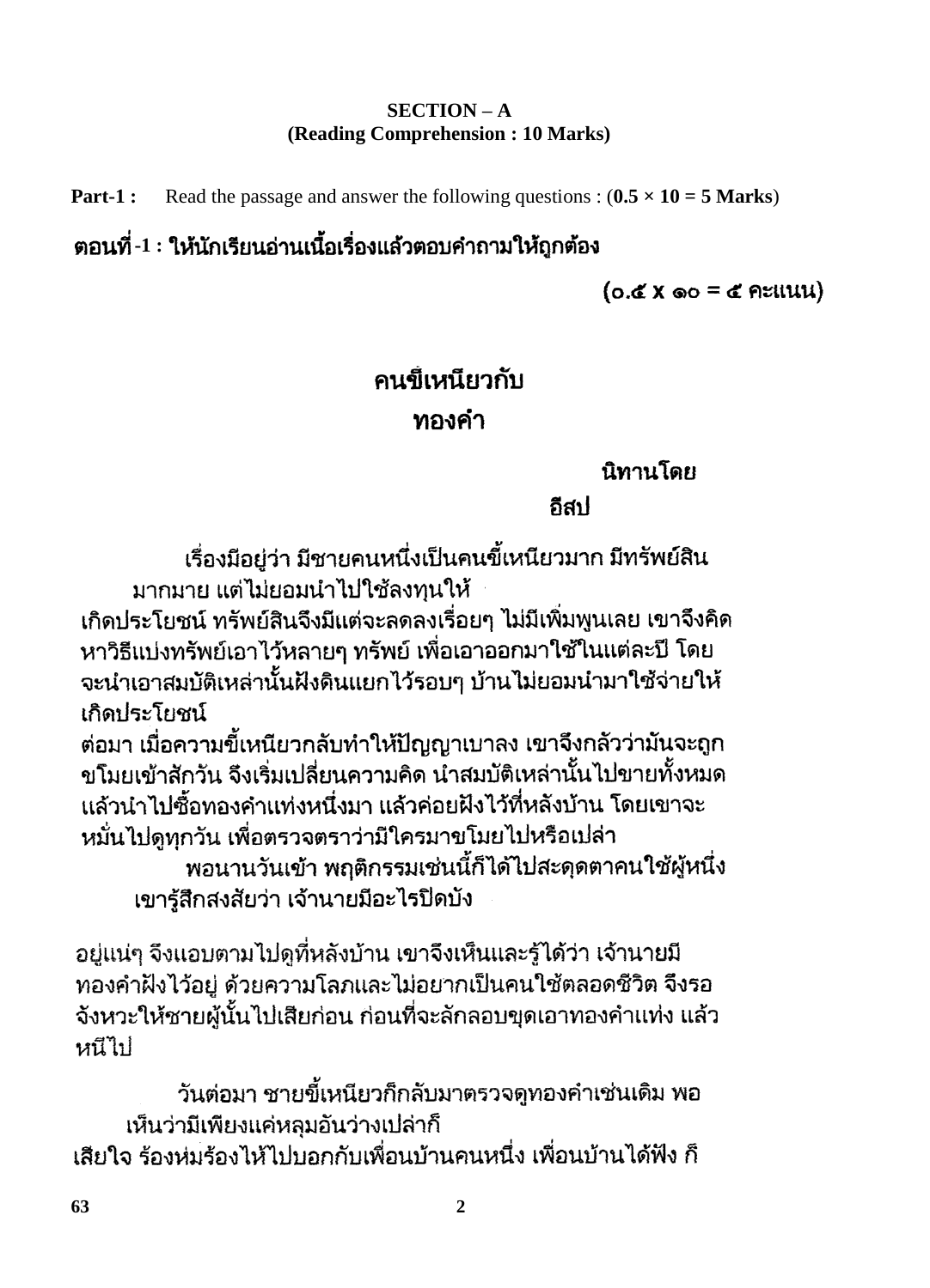**SECTION – A**
**(Reading Comprehension : 10 Marks)**

**Part-1 :** Read the passage and answer the following questions : (**0.5 × 10 = 5 Marks**)

**ตอนที่ -1 : ให้นักเรียนอ่านเนื้อเรื่องแล้วตอบคำถามให้ถูกต้อง**

**(๐.๕ x ๑๐ = ๕ คะแนน)**

## คนขี้เหนียวกับทองคำ

**นิทานโดย อีสป**

เรื่องมีอยู่ว่า มีชายคนหนึ่งเป็นคนขี้เหนียวมาก มีทรัพย์สินมากมาย แต่ไม่ยอมนำไปใช้ลงทุนให้เกิดประโยชน์ ทรัพย์สินจึงมีแต่จะลดลงเรื่อยๆ ไม่มีเพิ่มพูนเลย เขาจึงคิดหาวิธีแบ่งทรัพย์เอาไว้หลายๆ ทรัพย์ เพื่อเอาออกมาใช้ในแต่ละปี โดยจะนำเอาสมบัติเหล่านั้นฝังดินแยกไว้รอบๆ บ้านไม่ยอมนำมาใช้จ่ายให้เกิดประโยชน์

ต่อมา เมื่อความขี้เหนียวกลับทำให้ปัญญาเบาลง เขาจึงกลัวว่ามันจะถูกขโมยเข้าสักวัน จึงเริ่มเปลี่ยนความคิด นำสมบัติเหล่านั้นไปขายทั้งหมด แล้วนำไปซื้อทองคำแท่งหนึ่งมา แล้วค่อยฝังไว้ที่หลังบ้าน โดยเขาจะหมั่นไปดูทุกวัน เพื่อตรวจตราว่ามีใครมาขโมยไปหรือเปล่า

พอนานวันเข้า พฤติกรรมเช่นนี้ก็ได้ไปสะดุดตาคนใช้ผู้หนึ่ง เขารู้สึกสงสัยว่า เจ้านายมีอะไรปิดบังอยู่แน่ๆ จึงแอบตามไปดูที่หลังบ้าน เขาจึงเห็นและรู้ได้ว่า เจ้านายมีทองคำฝังไว้อยู่ ด้วยความโลภและไม่อยากเป็นคนใช้ตลอดชีวิต จึงรอจังหวะให้ชายผู้นั้นไปเสียก่อน ก่อนที่จะลักลอบขุดเอาทองคำแท่ง แล้วหนีไป

วันต่อมา ชายขี้เหนียวก็กลับมาตรวจดูทองคำเช่นเดิม พอเห็นว่ามีเพียงแค่หลุมอันว่างเปล่าก็เสียใจ ร้องห่มร้องไห้ไปบอกกับเพื่อนบ้านคนหนึ่ง เพื่อนบ้านได้ฟัง ก็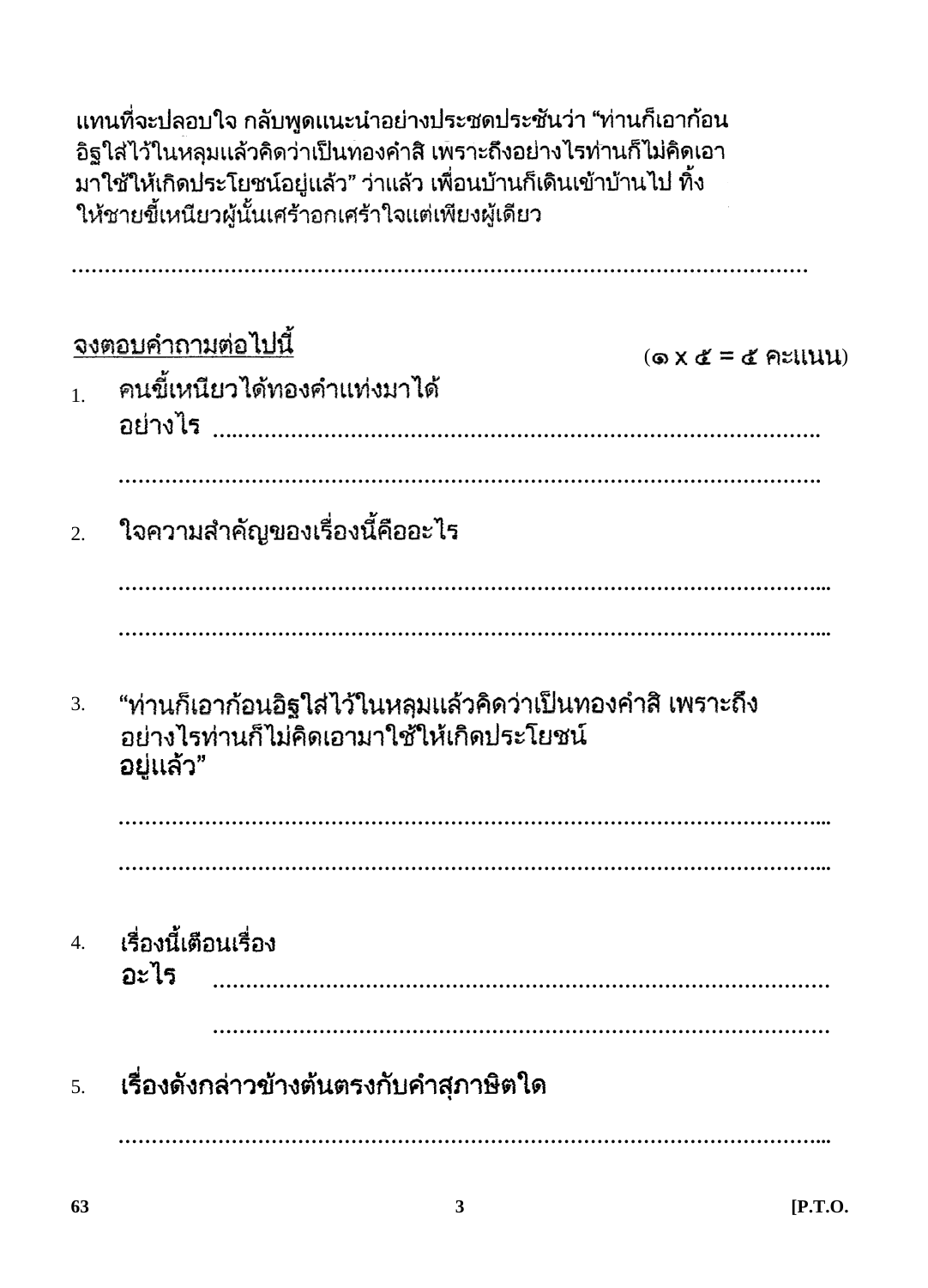แทนที่จะปลอบใจ กลับพูดแนะนำอย่างประชดประชันว่า "ท่านก็เอาก้อนอิฐใส่ไว้ในหลุมแล้วคิดว่าเป็นทองคำสิ เพราะถึงอย่างไรท่านก็ไม่คิดเอามาใช้ให้เกิดประโยชน์อยู่แล้ว" ว่าแล้ว เพื่อนบ้านก็เดินเข้าบ้านไป ทิ้งให้ชายขี้เหนียวผู้นั้นเศร้าอกเศร้าใจแต่เพียงผู้เดียว

..........................................................................................................

<u>จงตอบคำถามต่อไปนี้</u> (๑ x ๕ = ๕ คะแนน)

1. คนขี้เหนียวได้ทองคำแท่งมาได้อย่างไร ..........................................................................................................

   ..........................................................................................................

2. ใจความสำคัญของเรื่องนี้คืออะไร

   ..........................................................................................................

   ..........................................................................................................

3. "ท่านก็เอาก้อนอิฐใส่ไว้ในหลุมแล้วคิดว่าเป็นทองคำสิ เพราะถึงอย่างไรท่านก็ไม่คิดเอามาใช้ให้เกิดประโยชน์อยู่แล้ว"

   ..........................................................................................................

   ..........................................................................................................

4. เรื่องนี้เตือนเรื่องอะไร ..........................................................................................................

   ..........................................................................................................

5. เรื่องดังกล่าวข้างต้นตรงกับคำสุภาษิตใด

   ..........................................................................................................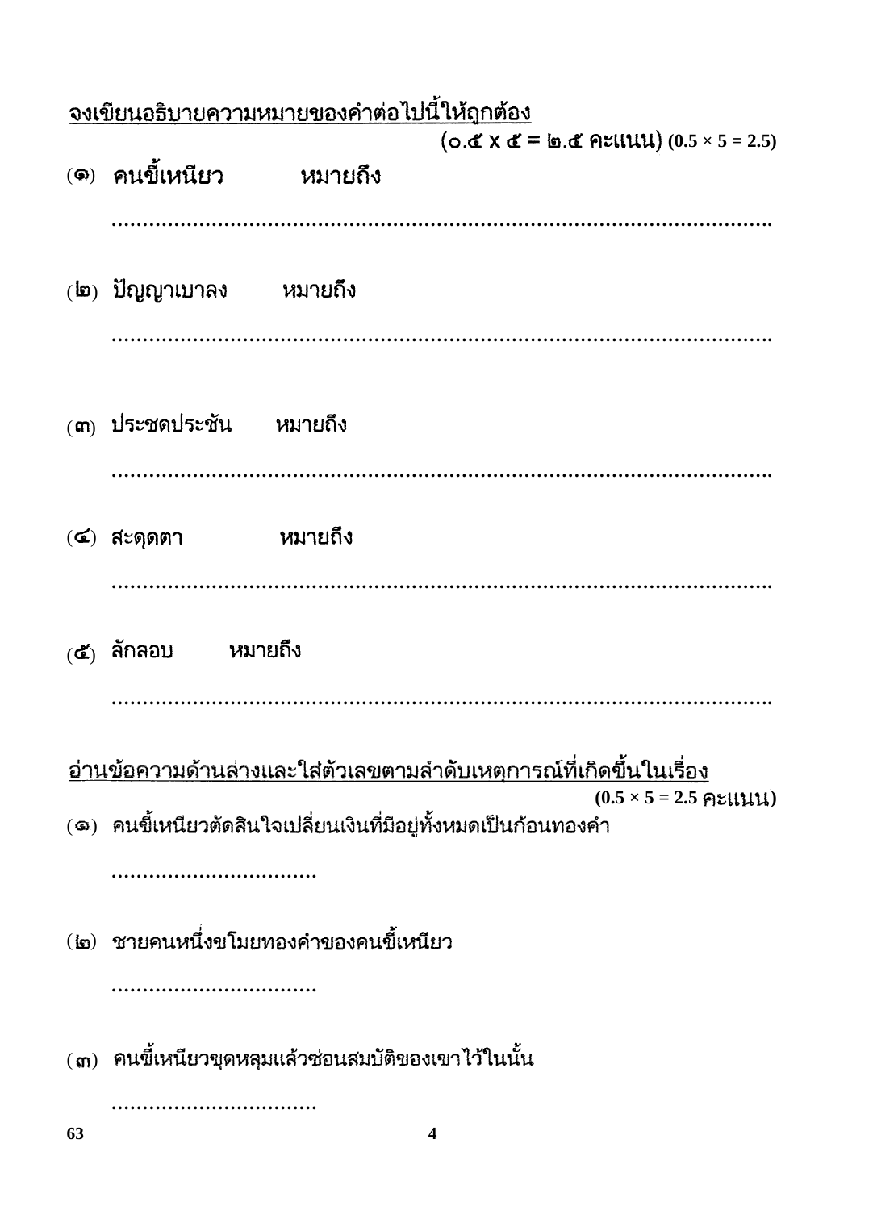<u>จงเขียนอธิบายความหมายของคำต่อไปนี้ให้ถูกต้อง</u>

(๐.๕ x ๕ = ๒.๕ คะแนน) (0.5 × 5 = 2.5)

(๑) **คนขี้เหนียว** หมายถึง

..................................................................................................................

(๒) ปัญญาเบาลง หมายถึง

..................................................................................................................

(๓) ประชดประชัน หมายถึง

..................................................................................................................

(๔) สะดุดตา หมายถึง

..................................................................................................................

(๕) ลักลอบ หมายถึง

..................................................................................................................

<u>อ่านข้อความด้านล่างและใส่ตัวเลขตามลำดับเหตุการณ์ที่เกิดขึ้นในเรื่อง</u>

(0.5 × 5 = 2.5 คะแนน)

(๑) คนขี้เหนียวตัดสินใจเปลี่ยนเงินที่มีอยู่ทั้งหมดเป็นก้อนทองคำ

.................................

(๒) ชายคนหนึ่งขโมยทองคำของคนขี้เหนียว

.................................

(๓) คนขี้เหนียวขุดหลุมแล้วซ่อนสมบัติของเขาไว้ในนั้น

.................................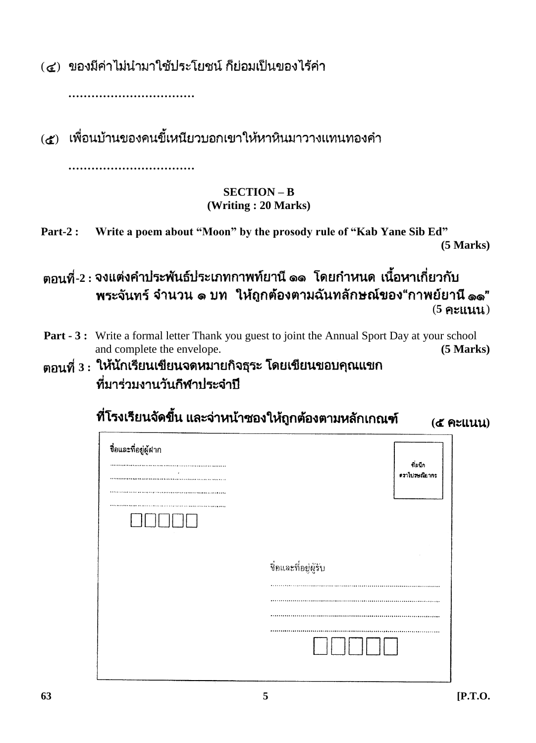(๔) ของมีค่าไม่นำมาใช้ประโยชน์ ก็ย่อมเป็นของไร้ค่า

.................................

(๕) เพื่อนบ้านของคนขี้เหนียวบอกเขาให้หาหินมาวางแทนทองคำ

.................................

## SECTION – B
### (Writing : 20 Marks)

**Part-2 : Write a poem about "Moon" by the prosody rule of "Kab Yane Sib Ed"** **(5 Marks)**

**ตอนที่-2 : จงแต่งคำประพันธ์ประเภทกาพย์ยานี ๑๑ โดยกำหนด เนื้อหาเกี่ยวกับพระจันทร์ จำนวน ๑ บท ให้ถูกต้องตามฉันทลักษณ์ของ"กาพย์ยานี ๑๑"** (5 **คะแนน**)

**Part - 3 :** Write a formal letter Thank you guest to joint the Annual Sport Day at your school and complete the envelope. **(5 Marks)**

**ตอนที่ 3 : ให้นักเรียนเขียนจดหมายกิจธุระ โดยเขียนขอบคุณแขกที่มาร่วมงานวันกีฬาประจำปี**

**ที่โรงเรียนจัดขึ้น และจ่าหน้าซองให้ถูกต้องตามหลักเกณฑ์** **(๕ คะแนน)**

ชื่อและที่อยู่ผู้ฝาก

.................................................................

.................................................................

.................................................................

.................................................................

☐☐☐☐☐

ที่ผนึกตราไปรษณียากร

ชื่อและที่อยู่ผู้รับ

.................................................................

.................................................................

.................................................................

.................................................................

☐☐☐☐☐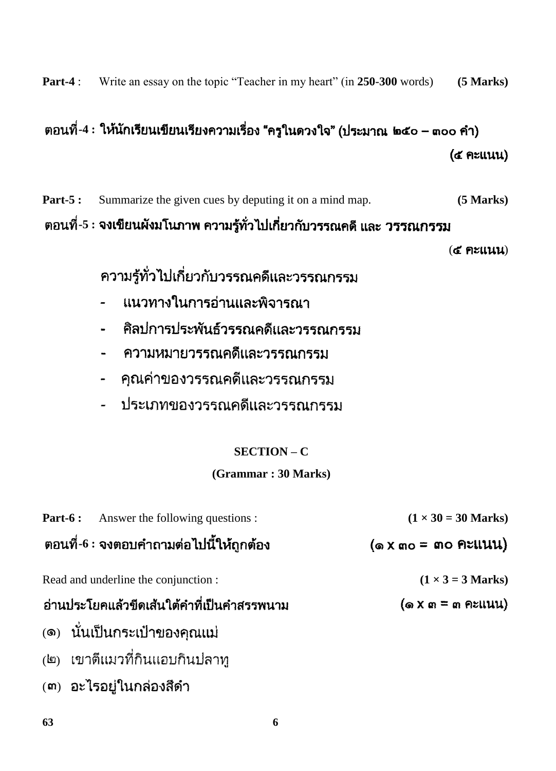**Part-4** : Write an essay on the topic "Teacher in my heart" (in **250-300** words) **(5 Marks)**

**ตอนที่-4 : ให้นักเรียนเขียนเรียงความเรื่อง "ครูในดวงใจ" (ประมาณ ๒๕๐ – ๓๐๐ คำ)**

**(๕ คะแนน)**

**Part-5 :** Summarize the given cues by deputing it on a mind map. **(5 Marks)**

**ตอนที่-5 : จงเขียนผังมโนภาพ ความรู้ทั่วไปเกี่ยวกับวรรณคดี และ วรรณกรรม**

**(๕ คะแนน)**

ความรู้ทั่วไปเกี่ยวกับวรรณคดีและวรรณกรรม

- แนวทางในการอ่านและพิจารณา
- ศิลปการประพันธ์วรรณคดีและวรรณกรรม
- ความหมายวรรณคดีและวรรณกรรม
- คุณค่าของวรรณคดีและวรรณกรรม
- ประเภทของวรรณคดีและวรรณกรรม

## SECTION – C

**(Grammar : 30 Marks)**

**Part-6 :** Answer the following questions : **(1 × 30 = 30 Marks)**

**ตอนที่-6 : จงตอบคำถามต่อไปนี้ให้ถูกต้อง** **(๑ X ๓๐ = ๓๐ คะแนน)**

Read and underline the conjunction : **(1 × 3 = 3 Marks)**

**อ่านประโยคแล้วขีดเส้นใต้คำที่เป็นคำสรรพนาม** **(๑ X ๓ = ๓ คะแนน)**

(๑) นั่นเป็นกระเป๋าของคุณแม่

(๒) เขาตีแมวที่กินแอบกินปลาทู

(๓) อะไรอยู่ในกล่องสีดำ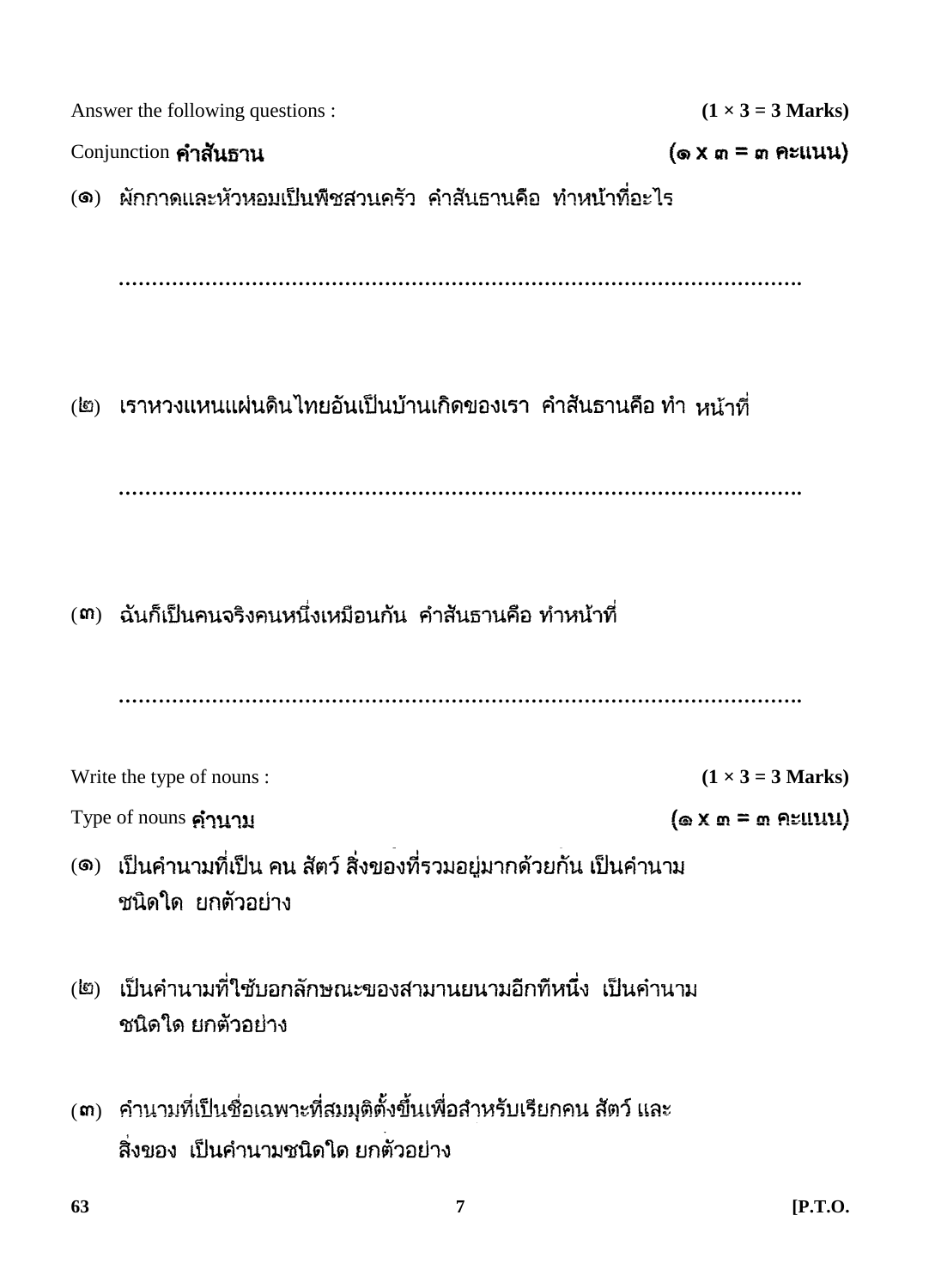Answer the following questions : **(1 × 3 = 3 Marks)**

Conjunction **คำสันธาน** **(๑ x ๓ = ๓ คะแนน)**

(๑) ผักกาดและหัวหอมเป็นพืชสวนครัว คำสันธานคือ ทำหน้าที่อะไร

..........................................................................................................

(๒) เราหวงแหนแผ่นดินไทยอันเป็นบ้านเกิดของเรา คำสันธานคือ ทำ หน้าที่

..........................................................................................................

(๓) ฉันก็เป็นคนจริงคนหนึ่งเหมือนกัน คำสันธานคือ ทำหน้าที่

..........................................................................................................

Write the type of nouns : **(1 × 3 = 3 Marks)**

Type of nouns **คำนาม** **(๑ x ๓ = ๓ คะแนน)**

(๑) เป็นคำนามที่เป็น คน สัตว์ สิ่งของที่รวมอยู่มากด้วยกัน เป็นคำนาม ชนิดใด ยกตัวอย่าง

(๒) เป็นคำนามที่ใช้บอกลักษณะของสามานยนามอีกทีหนึ่ง เป็นคำนาม ชนิดใด ยกตัวอย่าง

(๓) คำนามที่เป็นชื่อเฉพาะที่สมมุติตั้งขึ้นเพื่อสำหรับเรียกคน สัตว์ และ สิ่งของ เป็นคำนามชนิดใด ยกตัวอย่าง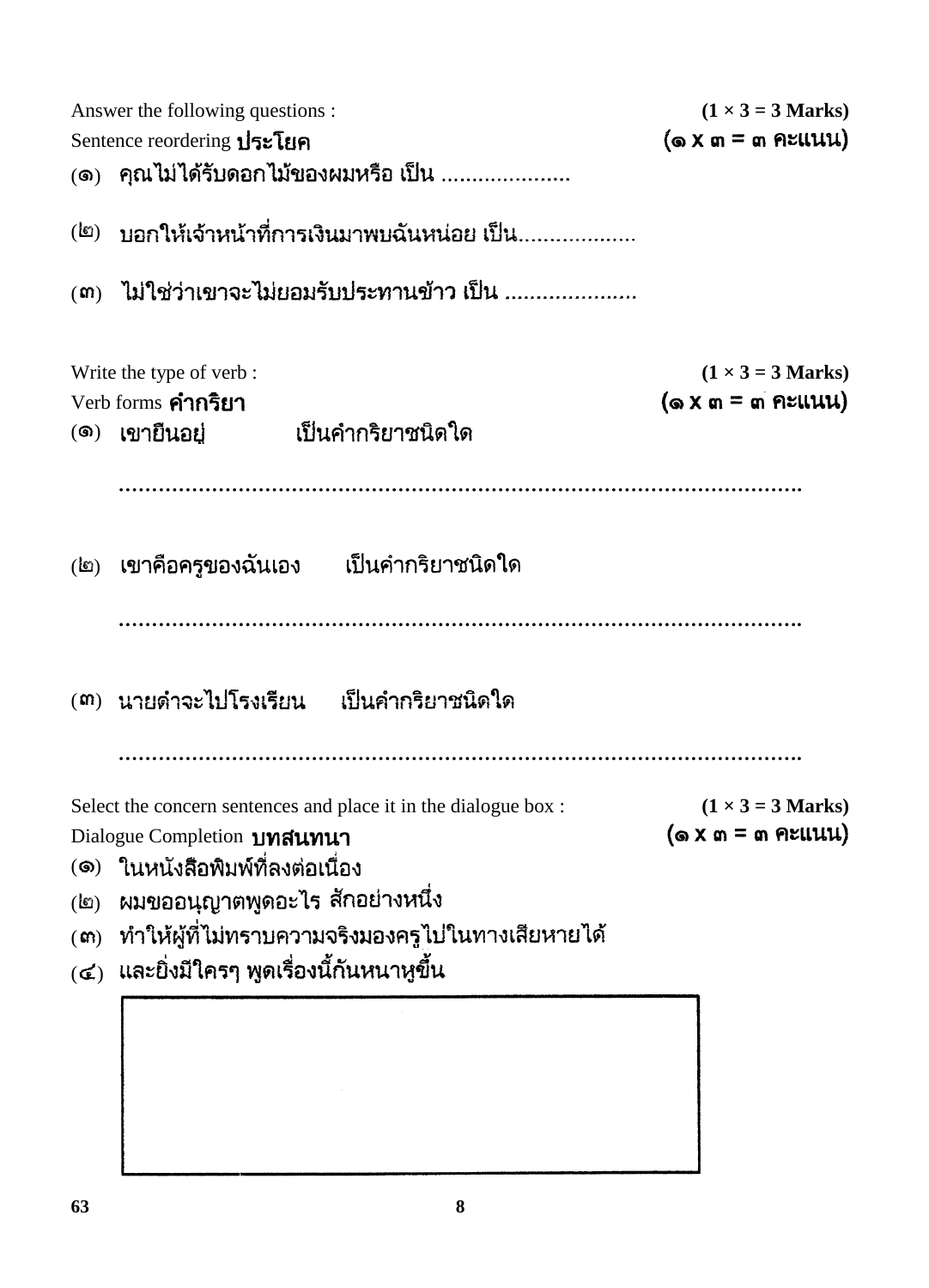Answer the following questions : **(1 × 3 = 3 Marks)**

Sentence reordering **ประโยค** **(๑ x ๓ = ๓ คะแนน)**

(๑) คุณไม่ได้รับดอกไม้ของผมหรือ เป็น .....................

(๒) บอกให้เจ้าหน้าที่การเงินมาพบฉันหน่อย เป็น...................

(๓) ไม่ใช่ว่าเขาจะไม่ยอมรับประทานข้าว เป็น .....................

Write the type of verb : **(1 × 3 = 3 Marks)**

Verb forms **คำกริยา** **(๑ x ๓ = ๓ คะแนน)**

(๑) เขายืนอยู่ เป็นคำกริยาชนิดใด

..........................................................................................................

(๒) เขาคือครูของฉันเอง เป็นคำกริยาชนิดใด

..........................................................................................................

(๓) นายดำจะไปโรงเรียน เป็นคำกริยาชนิดใด

..........................................................................................................

Select the concern sentences and place it in the dialogue box : **(1 × 3 = 3 Marks)**

Dialogue Completion **บทสนทนา** **(๑ x ๓ = ๓ คะแนน)**

(๑) ในหนังสือพิมพ์ที่ลงต่อเนื่อง

(๒) ผมขออนุญาตพูดอะไร สักอย่างหนึ่ง

(๓) ทำให้ผู้ที่ไม่ทราบความจริงมองครูไปในทางเสียหายได้

(๔) และยิ่งมีใครๆ พูดเรื่องนี้กันหนาหูขึ้น

| |
|---|
| |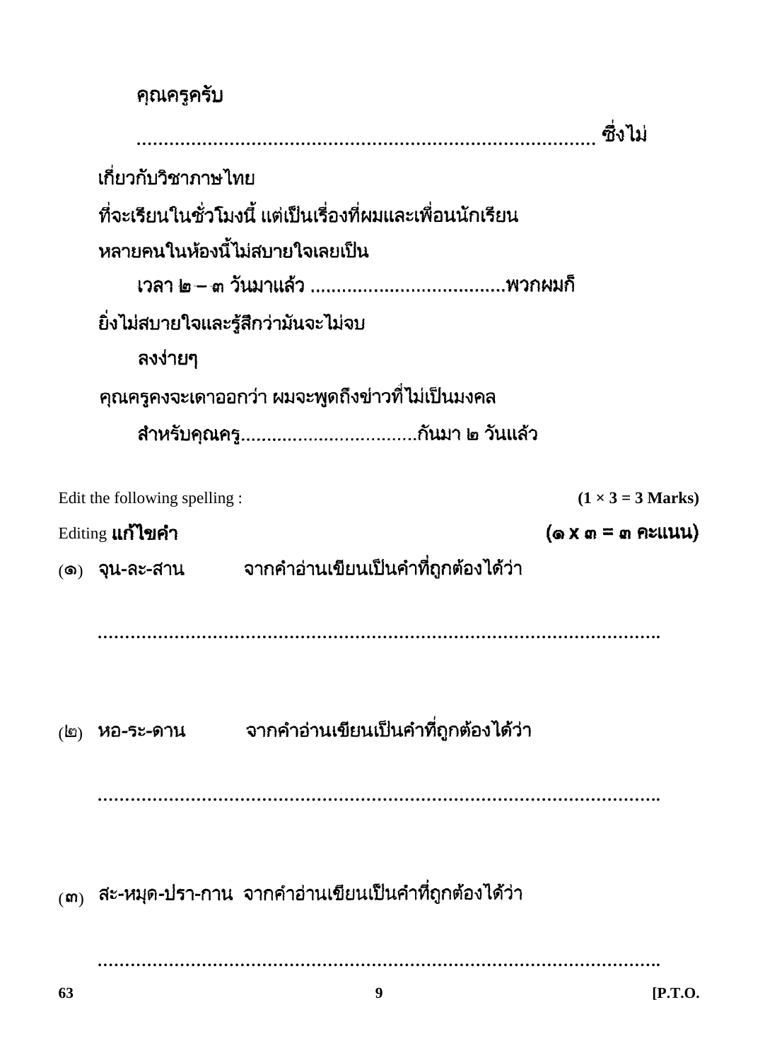คุณครูครับ

........................................................................................ ซึ่งไม่

เกี่ยวกับวิชาภาษไทย

ที่จะเรียนในชั่วโมงนี้ แต่เป็นเรื่องที่ผมและเพื่อนนักเรียน

หลายคนในห้องนี้ไม่สบายใจเลยเป็น

เวลา ๒ – ๓ วันมาแล้ว .....................................พวกผมก็

ยิ่งไม่สบายใจและรู้สึกว่ามันจะไม่จบ

ลงง่ายๆ

คุณครูคงจะเดาออกว่า ผมจะพูดถึงข่าวที่ไม่เป็นมงคล

สำหรับคุณครู..................................กันมา ๒ วันแล้ว

Edit the following spelling : **(1 × 3 = 3 Marks)**

Editing **แก้ไขคำ** **(๑ x ๓ = ๓ คะแนน)**

(๑) จุน-ละ-สาน จากคำอ่านเขียนเป็นคำที่ถูกต้องได้ว่า

..........................................................................................................

(๒) หอ-ระ-ดาน จากคำอ่านเขียนเป็นคำที่ถูกต้องได้ว่า

..........................................................................................................

(๓) สะ-หมุด-ปรา-กาน จากคำอ่านเขียนเป็นคำที่ถูกต้องได้ว่า

..........................................................................................................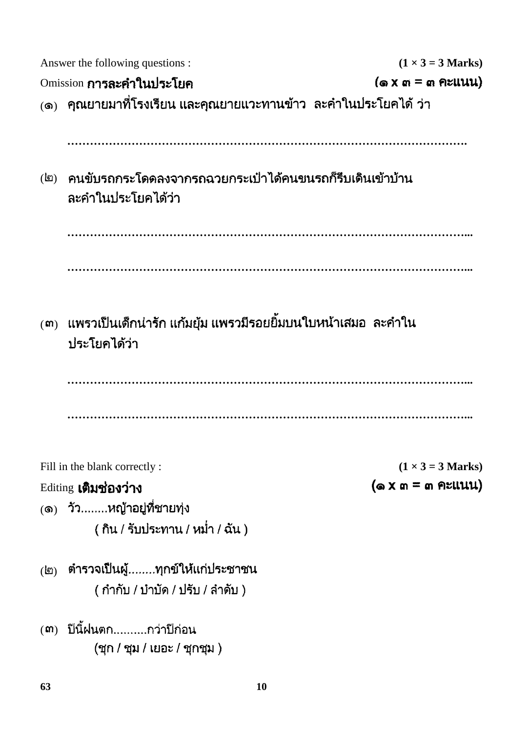Answer the following questions : **(1 × 3 = 3 Marks)**

Omission **การละคำในประโยค** **(๑ x ๓ = ๓ คะแนน)**

(๑) คุณยายมาที่โรงเรียน และคุณยายแวะทานข้าว ละคำในประโยคได้ ว่า

……………………………………………………………………………………………….

(๒) คนขับรถกระโดดลงจากรถฉวยกระเป๋าได้คนขนรถก็รีบเดินเข้าบ้าน ละคำในประโยคได้ว่า

……………………………………………………………………………………………...

……………………………………………………………………………………………...

(๓) แพรวเป็นเด็กน่ารัก แก้มยุ้ม แพรวมีรอยยิ้มบนใบหน้าเสมอ ละคำในประโยคได้ว่า

……………………………………………………………………………………………...

……………………………………………………………………………………………...

Fill in the blank correctly : **(1 × 3 = 3 Marks)**

Editing **เติมช่องว่าง** **(๑ x ๓ = ๓ คะแนน)**

(๑) วัว........หญ้าอยู่ที่ชายทุ่ง
( กิน / รับประทาน / หม่ำ / ฉัน )

(๒) ตำรวจเป็นผู้........ทุกข์ให้แก่ประชาชน
( กำกับ / บำบัด / ปรับ / ลำดับ )

(๓) ปีนี้ฝนตก..........กว่าปีก่อน
(ชุก / ชุม / เยอะ / ชุกชุม )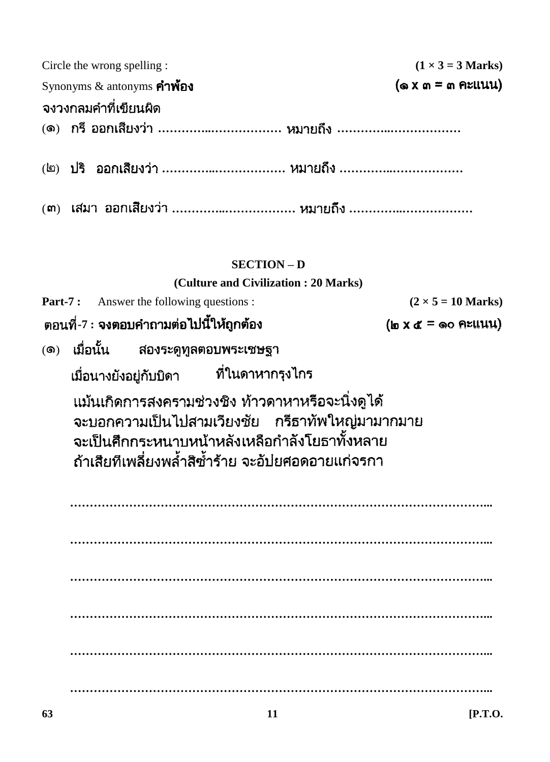Circle the wrong spelling : **(1 × 3 = 3 Marks)**

Synonyms & antonyms **คำพ้อง** **(๑ x ๓ = ๓ คะแนน)**

จงวงกลมคำที่เขียนผิด

(๑) กรี ออกเสียงว่า ……………..……………… หมายถึง ……………..………………

(๒) ปริ ออกเสียงว่า ……………..……………… หมายถึง ……………..………………

(๓) เสมา ออกเสียงว่า ……………..……………… หมายถึง ……………..………………

## SECTION – D

### (Culture and Civilization : 20 Marks)

**Part-7 :** Answer the following questions : **(2 × 5 = 10 Marks)**

**ตอนที่-7 : จงตอบคำถามต่อไปนี้ให้ถูกต้อง** **(๒ x ๕ = ๑๐ คะแนน)**

(๑) เมื่อนั้น สองระดูทูลตอบพระเชษฐา

เมื่อนางยังอยู่กับบิดา ที่ในดาหากรุงไกร

แม้นเกิดการสงครามช่วงชิง ท้าวดาหาหรือจะนิ่งดูได้
จะบอกความเป็นไปสามเวียงชัย กรีธาทัพใหญ่มามากมาย
จะเป็นศึกกระหนาบหน้าหลังเหลือกำลังโยธาทั้งหลาย
ถ้าเสียทีเพลี่ยงพล้ำสิซ้ำร้าย จะอัปยศอดอายแก่จรกา

……………………………………………………………………………………………...

……………………………………………………………………………………………...

……………………………………………………………………………………………...

……………………………………………………………………………………………...

……………………………………………………………………………………………...

……………………………………………………………………………………………...

63 [P.T.O.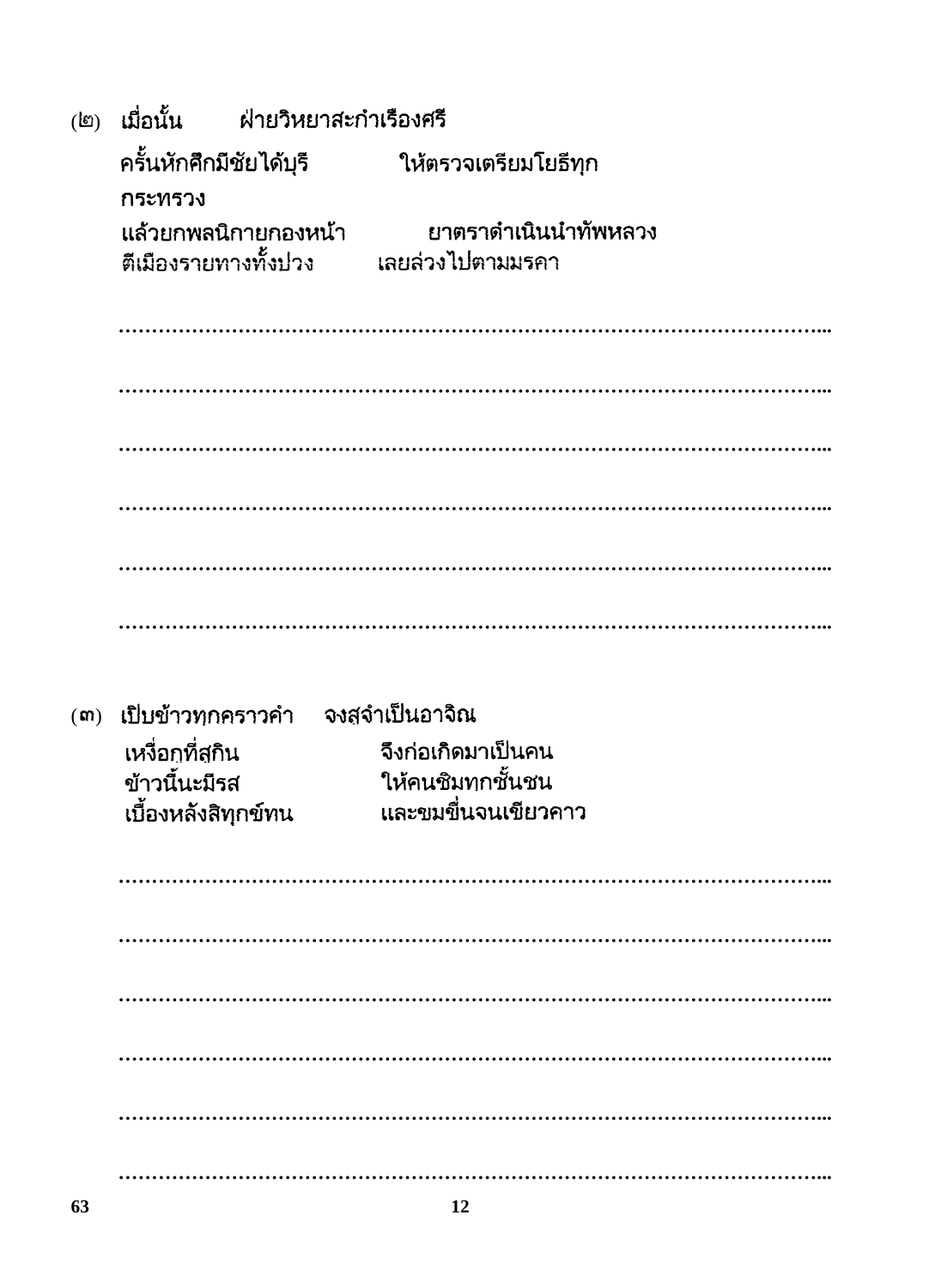(๒) เมื่อนั้น ฝ่ายวิหยาสะกำเรืองศรี
ครั้นหักศึกมีชัยได้บุรี ให้ตรวจเตรียมโยธีทุกกระทรวง
แล้วยกพลนิกายกองหน้า ยาตราดำเนินนำทัพหลวง
ตีเมืองรายทางทั้งปวง เลยล่วงไปตามมรคา

……………………………………………………………………………………...

……………………………………………………………………………………...

……………………………………………………………………………………...

……………………………………………………………………………………...

……………………………………………………………………………………...

……………………………………………………………………………………...

(๓) เปิบข้าวทุกคราวคำ จงสูจำเป็นอาจิณ
เหงื่อกูที่สูกิน จึงก่อเกิดมาเป็นคน
ข้าวนี้นะมีรส ให้คนชิมทุกชั้นชน
เบื้องหลังสิทุกข์ทน และขมขื่นจนเขียวคาว

……………………………………………………………………………………...

……………………………………………………………………………………...

……………………………………………………………………………………...

……………………………………………………………………………………...

……………………………………………………………………………………...

……………………………………………………………………………………...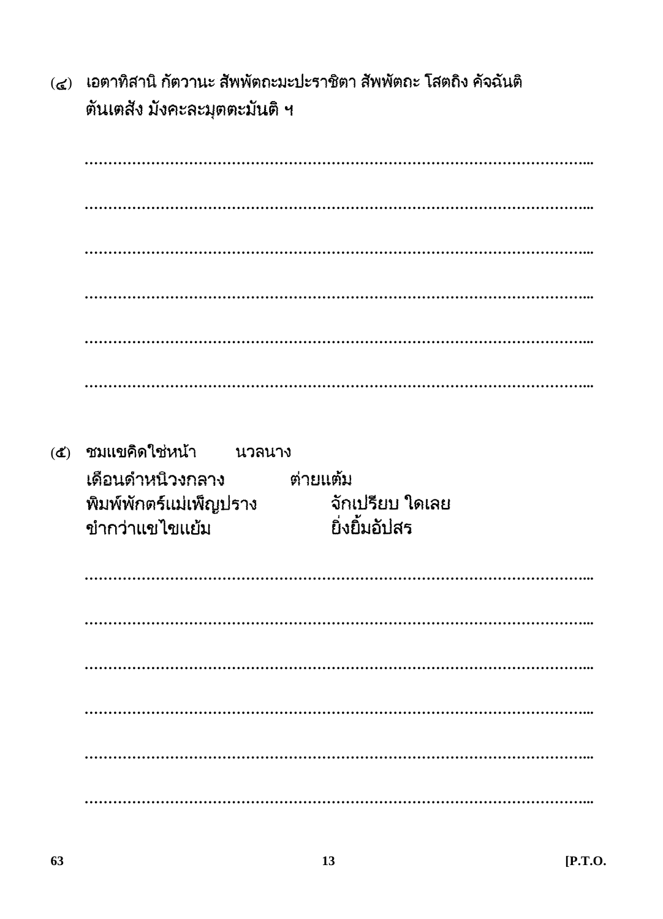(๔) เอตาทิสานิ กัตวานะ สัพพัตถะมะปะราชิตา สัพพัตถะ โสตถิง คัจฉันติ ตันเตสัง มังคะละมุตตะมันติ ฯ

……………………………………………………………………………………………...

……………………………………………………………………………………………...

……………………………………………………………………………………………...

……………………………………………………………………………………………...

……………………………………………………………………………………………...

……………………………………………………………………………………………...

(๕) ชมแขคิดใช่หน้า นวลนาง  
เดือนดำหนิวงกลาง ต่ายแต้ม  
พิมพ์พักตร์แม่เพ็ญปราง จักเปรียบ ใดเลย  
ขำกว่าแขไขแย้ม ยิ่งยิ้มอัปสร

……………………………………………………………………………………………...

……………………………………………………………………………………………...

……………………………………………………………………………………………...

……………………………………………………………………………………………...

……………………………………………………………………………………………...

……………………………………………………………………………………………...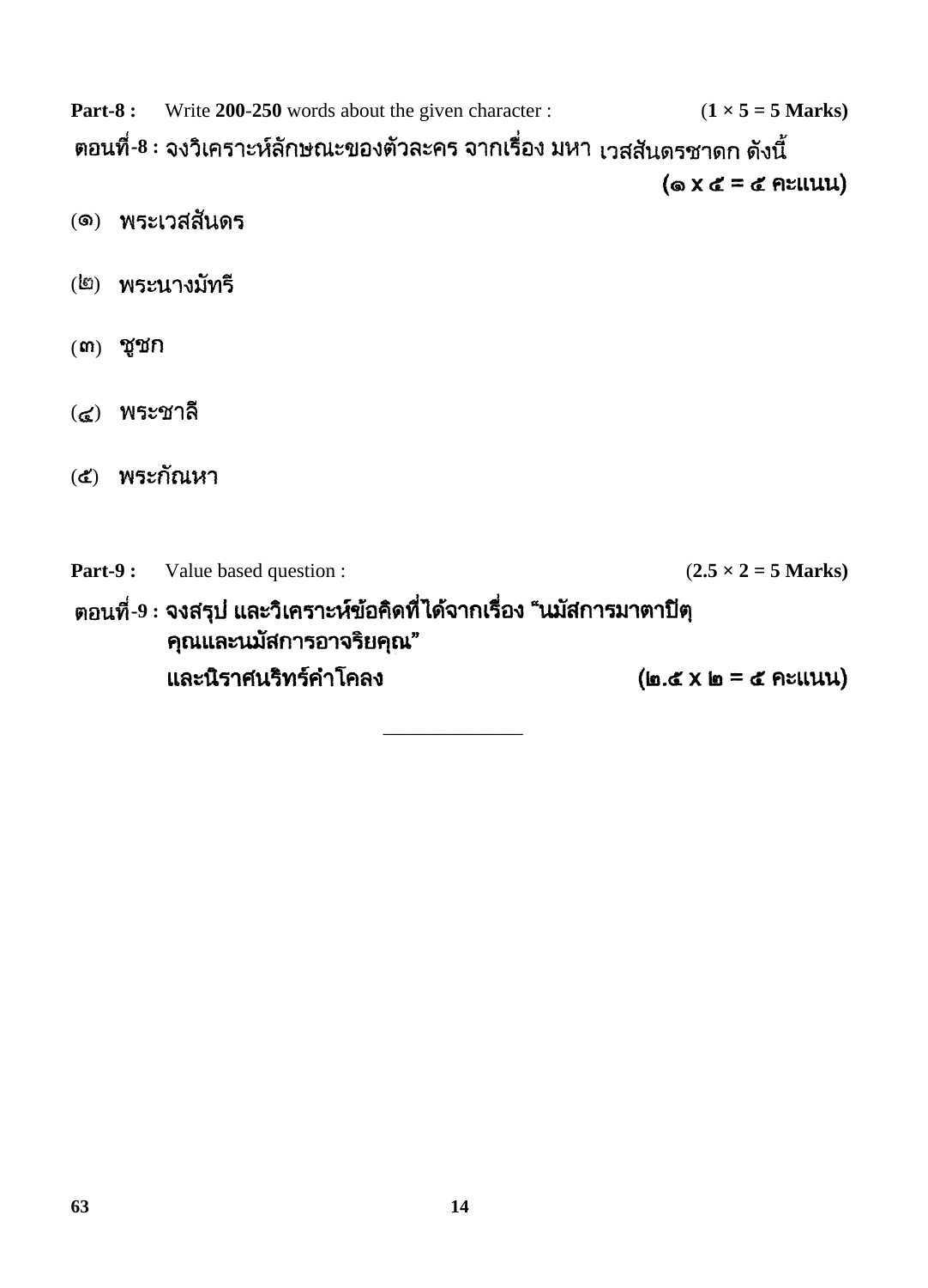**Part-8 :** Write **200-250** words about the given character : (**1 × 5 = 5 Marks**)

**ตอนที่-8 : จงวิเคราะห์ลักษณะของตัวละคร จากเรื่อง มหา เวสสันดรชาดก ดังนี้** **(๑ x ๕ = ๕ คะแนน)**

(๑) **พระเวสสันดร**

(๒) **พระนางมัทรี**

(๓) **ชูชก**

(๔) **พระชาลี**

(๕) **พระกัณหา**

**Part-9 :** Value based question : (**2.5 × 2 = 5 Marks**)

**ตอนที่-9 : จงสรุป และวิเคราะห์ข้อคิดที่ได้จากเรื่อง "นมัสการมาตาปิตุคุณและนมัสการอาจริยคุณ" และนิราศนริทร์คำโคลง** **(๒.๕ x ๒ = ๕ คะแนน)**

---